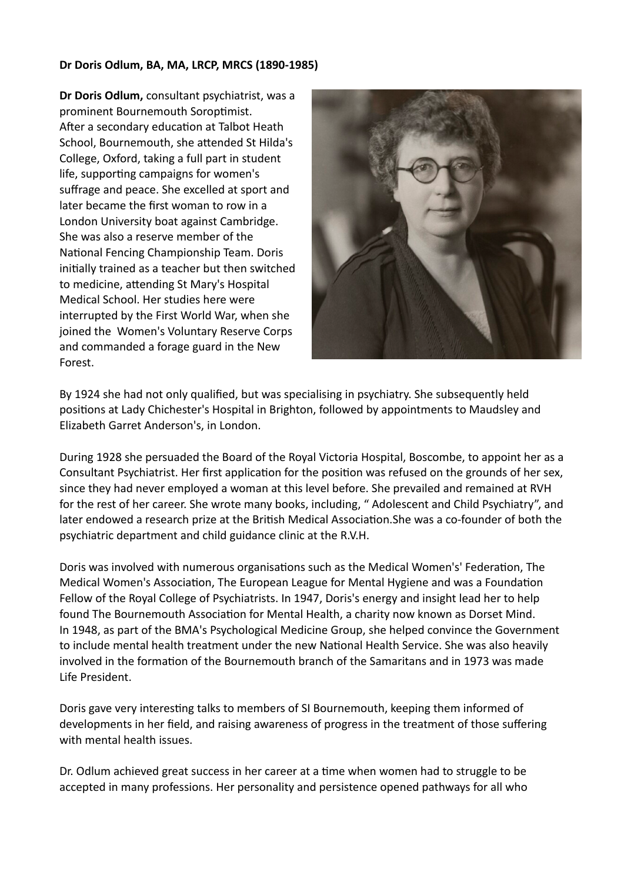**Dr Doris Odlum, BA, MA, LRCP, MRCS (1890-1985)**

**Dr Doris Odlum,** consultant psychiatrist, was a prominent Bournemouth Soroptimist. After a secondary education at Talbot Heath School, Bournemouth, she attended St Hilda's College, Oxford, taking a full part in student life, supporting campaigns for women's suffrage and peace. She excelled at sport and later became the first woman to row in a London University boat against Cambridge. She was also a reserve member of the National Fencing Championship Team. Doris initially trained as a teacher but then switched to medicine, attending St Mary's Hospital Medical School. Her studies here were interrupted by the First World War, when she joined the Women's Voluntary Reserve Corps and commanded a forage guard in the New Forest.

By 1924 she had not only qualified, but was specialising in psychiatry. She subsequently held positions at Lady Chichester's Hospital in Brighton, followed by appointments to Maudsley and Elizabeth Garret Anderson's, in London.

During 1928 she persuaded the Board of the Royal Victoria Hospital, Boscombe, to appoint her as a Consultant Psychiatrist. Her first application for the position was refused on the grounds of her sex, since they had never employed a woman at this level before. She prevailed and remained at RVH for the rest of her career. She wrote many books, including, " Adolescent and Child Psychiatry", and later endowed a research prize at the British Medical Association.She was a co-founder of both the psychiatric department and child guidance clinic at the R.V.H.

Doris was involved with numerous organisations such as the Medical Women's' Federation, The Medical Women's Association, The European League for Mental Hygiene and was a Foundation Fellow of the Royal College of Psychiatrists. In 1947, Doris's energy and insight lead her to help found The Bournemouth Association for Mental Health, a charity now known as Dorset Mind. In 1948, as part of the BMA's Psychological Medicine Group, she helped convince the Government to include mental health treatment under the new National Health Service. She was also heavily involved in the formation of the Bournemouth branch of the Samaritans and in 1973 was made Life President.

Doris gave very interesting talks to members of SI Bournemouth, keeping them informed of developments in her field, and raising awareness of progress in the treatment of those suffering with mental health issues.

Dr. Odlum achieved great success in her career at a time when women had to struggle to be accepted in many professions. Her personality and persistence opened pathways for all who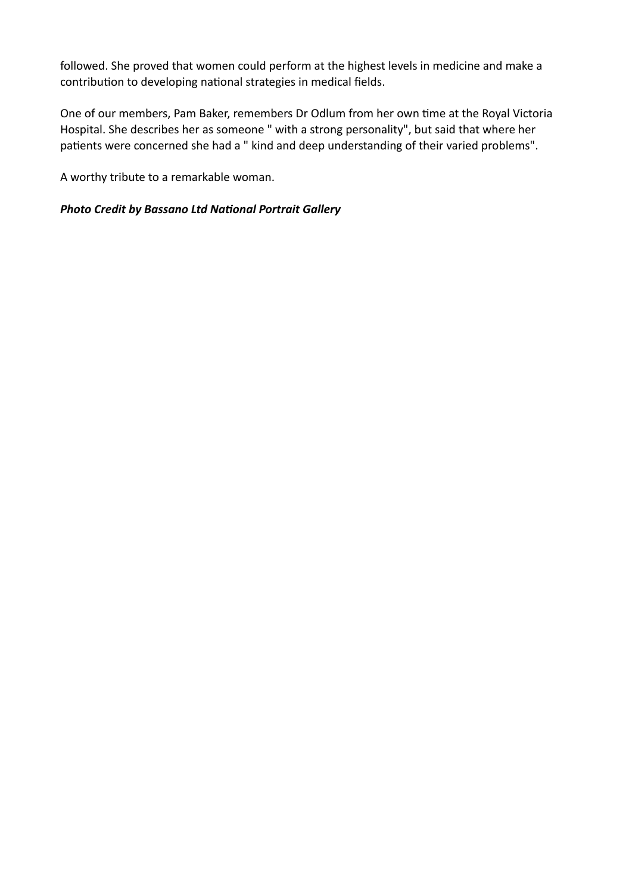followed. She proved that women could perform at the highest levels in medicine and make a contribution to developing national strategies in medical fields.

One of our members, Pam Baker, remembers Dr Odlum from her own time at the Royal Victoria Hospital. She describes her as someone " with a strong personality", but said that where her patients were concerned she had a " kind and deep understanding of their varied problems".

A worthy tribute to a remarkable woman.

***Photo Credit by Bassano Ltd National Portrait Gallery***